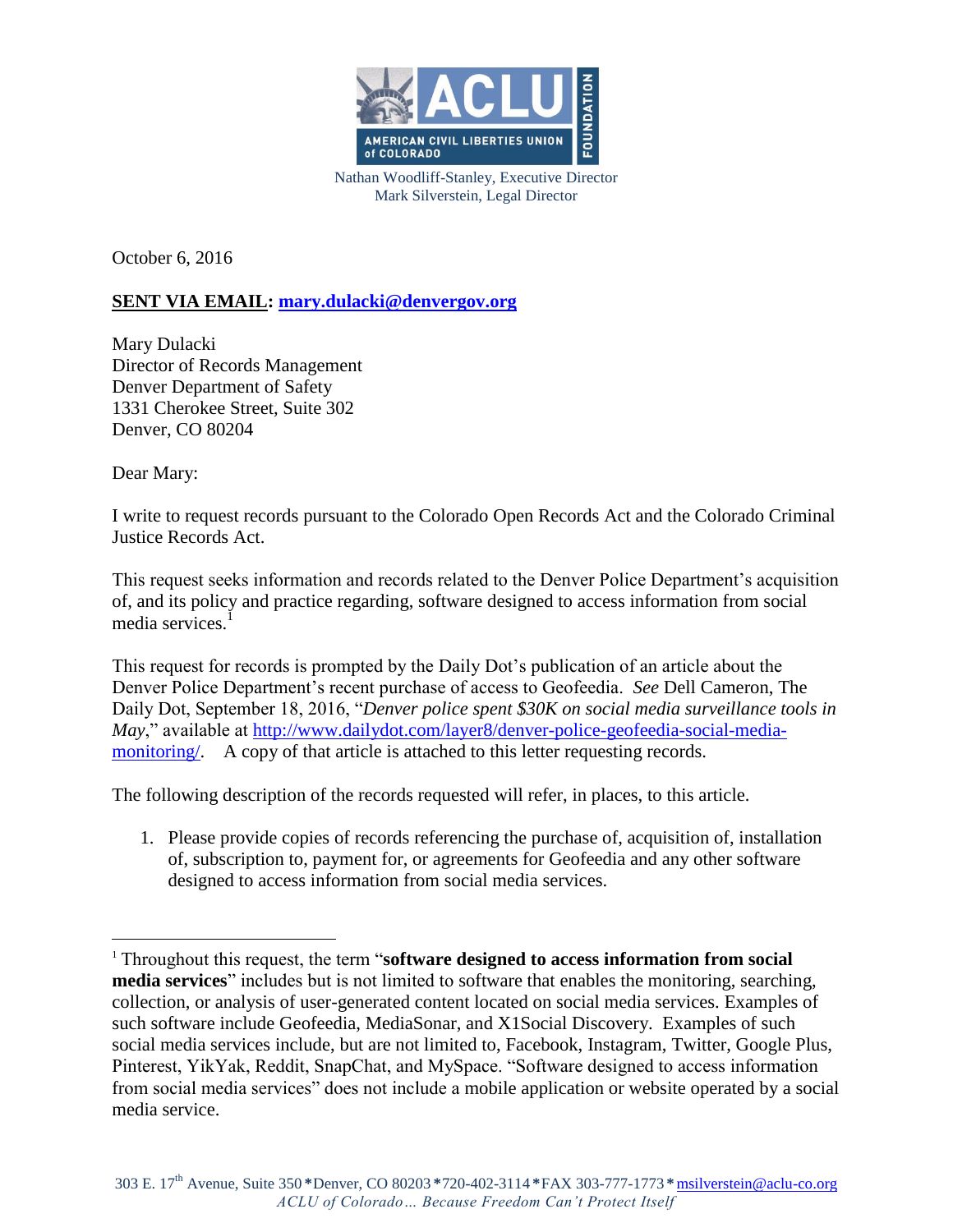AMERICAN CIVIL LIBERTIES UNION of COLORADO FOUNDATION

Nathan Woodliff-Stanley, Executive Director
Mark Silverstein, Legal Director

October 6, 2016

**SENT VIA EMAIL: mary.dulacki@denvergov.org**

Mary Dulacki
Director of Records Management
Denver Department of Safety
1331 Cherokee Street, Suite 302
Denver, CO 80204

Dear Mary:

I write to request records pursuant to the Colorado Open Records Act and the Colorado Criminal Justice Records Act.

This request seeks information and records related to the Denver Police Department's acquisition of, and its policy and practice regarding, software designed to access information from social media services.[1]

This request for records is prompted by the Daily Dot's publication of an article about the Denver Police Department's recent purchase of access to Geofeedia. *See* Dell Cameron, The Daily Dot, September 18, 2016, "*Denver police spent $30K on social media surveillance tools in May*," available at http://www.dailydot.com/layer8/denver-police-geofeedia-social-media-monitoring/. A copy of that article is attached to this letter requesting records.

The following description of the records requested will refer, in places, to this article.

1. Please provide copies of records referencing the purchase of, acquisition of, installation of, subscription to, payment for, or agreements for Geofeedia and any other software designed to access information from social media services.

---

[1] Throughout this request, the term "**software designed to access information from social media services**" includes but is not limited to software that enables the monitoring, searching, collection, or analysis of user-generated content located on social media services. Examples of such software include Geofeedia, MediaSonar, and X1Social Discovery. Examples of such social media services include, but are not limited to, Facebook, Instagram, Twitter, Google Plus, Pinterest, YikYak, Reddit, SnapChat, and MySpace. "Software designed to access information from social media services" does not include a mobile application or website operated by a social media service.

303 E. 17th Avenue, Suite 350 * Denver, CO 80203 * 720-402-3114 * FAX 303-777-1773 * msilverstein@aclu-co.org
*ACLU of Colorado… Because Freedom Can't Protect Itself*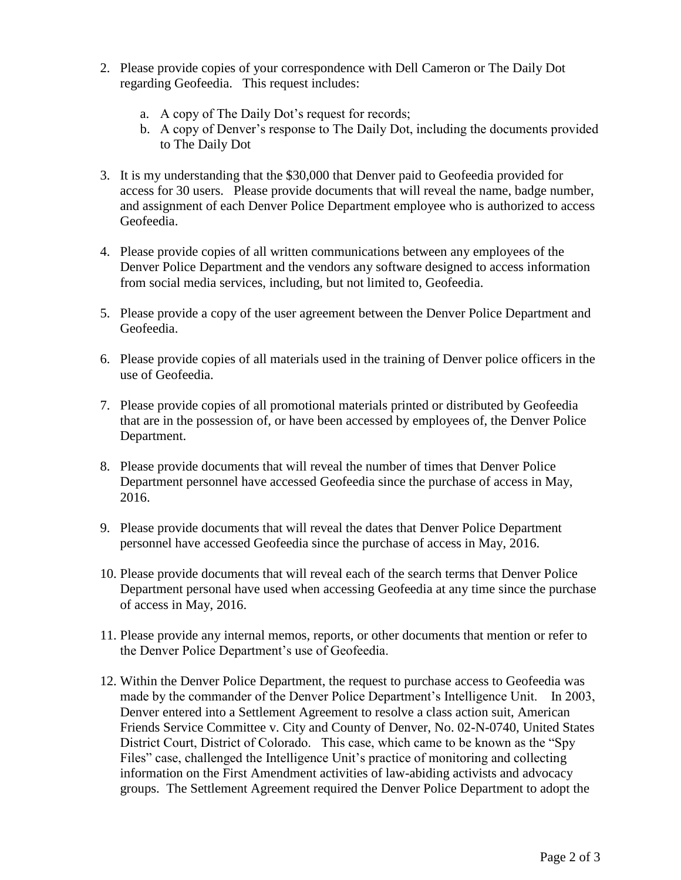2. Please provide copies of your correspondence with Dell Cameron or The Daily Dot regarding Geofeedia. This request includes:

    a. A copy of The Daily Dot's request for records;
    b. A copy of Denver's response to The Daily Dot, including the documents provided to The Daily Dot

3. It is my understanding that the $30,000 that Denver paid to Geofeedia provided for access for 30 users. Please provide documents that will reveal the name, badge number, and assignment of each Denver Police Department employee who is authorized to access Geofeedia.

4. Please provide copies of all written communications between any employees of the Denver Police Department and the vendors any software designed to access information from social media services, including, but not limited to, Geofeedia.

5. Please provide a copy of the user agreement between the Denver Police Department and Geofeedia.

6. Please provide copies of all materials used in the training of Denver police officers in the use of Geofeedia.

7. Please provide copies of all promotional materials printed or distributed by Geofeedia that are in the possession of, or have been accessed by employees of, the Denver Police Department.

8. Please provide documents that will reveal the number of times that Denver Police Department personnel have accessed Geofeedia since the purchase of access in May, 2016.

9. Please provide documents that will reveal the dates that Denver Police Department personnel have accessed Geofeedia since the purchase of access in May, 2016.

10. Please provide documents that will reveal each of the search terms that Denver Police Department personal have used when accessing Geofeedia at any time since the purchase of access in May, 2016.

11. Please provide any internal memos, reports, or other documents that mention or refer to the Denver Police Department's use of Geofeedia.

12. Within the Denver Police Department, the request to purchase access to Geofeedia was made by the commander of the Denver Police Department's Intelligence Unit. In 2003, Denver entered into a Settlement Agreement to resolve a class action suit, American Friends Service Committee v. City and County of Denver, No. 02-N-0740, United States District Court, District of Colorado. This case, which came to be known as the "Spy Files" case, challenged the Intelligence Unit's practice of monitoring and collecting information on the First Amendment activities of law-abiding activists and advocacy groups. The Settlement Agreement required the Denver Police Department to adopt the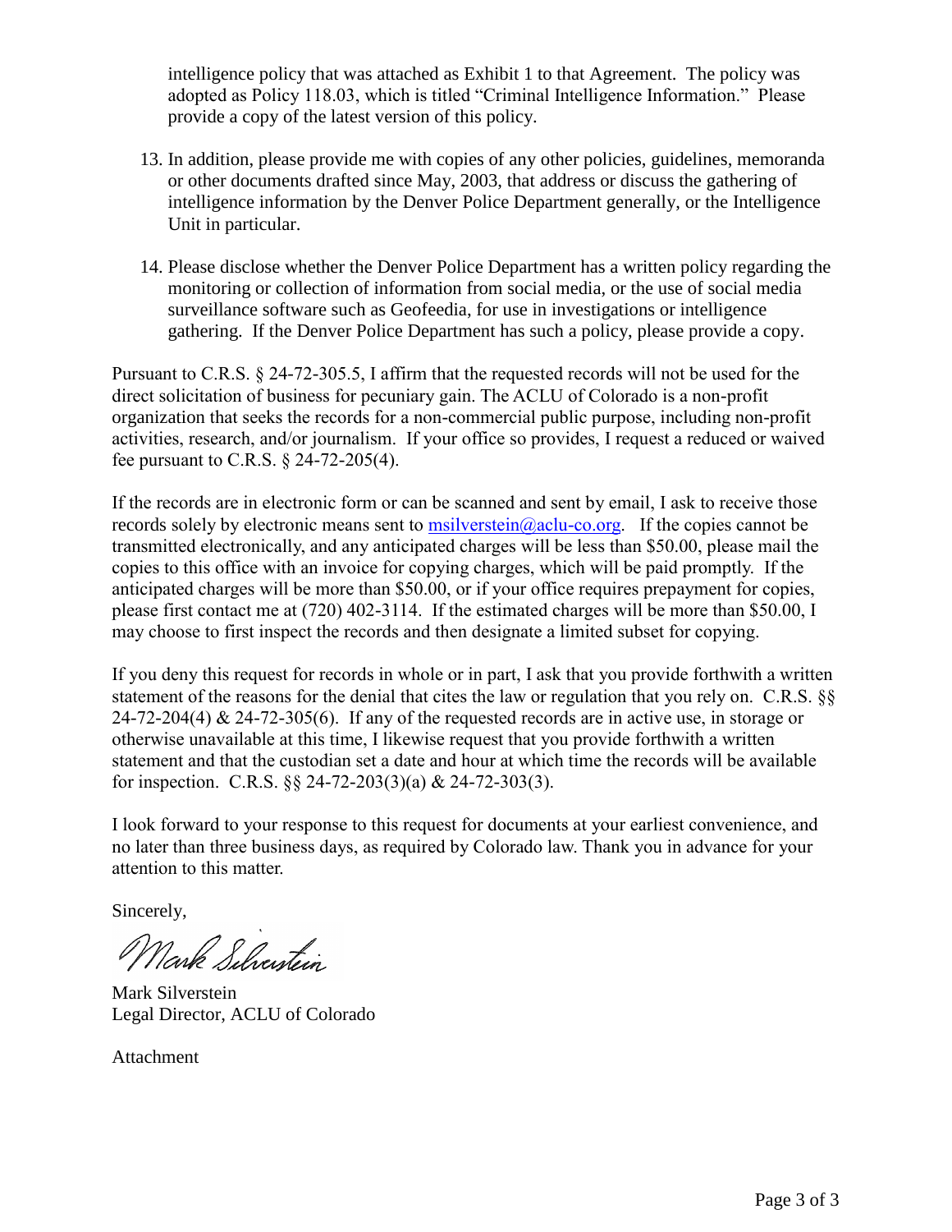intelligence policy that was attached as Exhibit 1 to that Agreement. The policy was adopted as Policy 118.03, which is titled "Criminal Intelligence Information." Please provide a copy of the latest version of this policy.

13. In addition, please provide me with copies of any other policies, guidelines, memoranda or other documents drafted since May, 2003, that address or discuss the gathering of intelligence information by the Denver Police Department generally, or the Intelligence Unit in particular.

14. Please disclose whether the Denver Police Department has a written policy regarding the monitoring or collection of information from social media, or the use of social media surveillance software such as Geofeedia, for use in investigations or intelligence gathering. If the Denver Police Department has such a policy, please provide a copy.

Pursuant to C.R.S. § 24-72-305.5, I affirm that the requested records will not be used for the direct solicitation of business for pecuniary gain. The ACLU of Colorado is a non-profit organization that seeks the records for a non-commercial public purpose, including non-profit activities, research, and/or journalism. If your office so provides, I request a reduced or waived fee pursuant to C.R.S. § 24-72-205(4).

If the records are in electronic form or can be scanned and sent by email, I ask to receive those records solely by electronic means sent to msilverstein@aclu-co.org. If the copies cannot be transmitted electronically, and any anticipated charges will be less than $50.00, please mail the copies to this office with an invoice for copying charges, which will be paid promptly. If the anticipated charges will be more than $50.00, or if your office requires prepayment for copies, please first contact me at (720) 402-3114. If the estimated charges will be more than $50.00, I may choose to first inspect the records and then designate a limited subset for copying.

If you deny this request for records in whole or in part, I ask that you provide forthwith a written statement of the reasons for the denial that cites the law or regulation that you rely on. C.R.S. §§ 24-72-204(4) & 24-72-305(6). If any of the requested records are in active use, in storage or otherwise unavailable at this time, I likewise request that you provide forthwith a written statement and that the custodian set a date and hour at which time the records will be available for inspection. C.R.S. §§ 24-72-203(3)(a) & 24-72-303(3).

I look forward to your response to this request for documents at your earliest convenience, and no later than three business days, as required by Colorado law. Thank you in advance for your attention to this matter.

Sincerely,

Mark Silverstein

Mark Silverstein
Legal Director, ACLU of Colorado

Attachment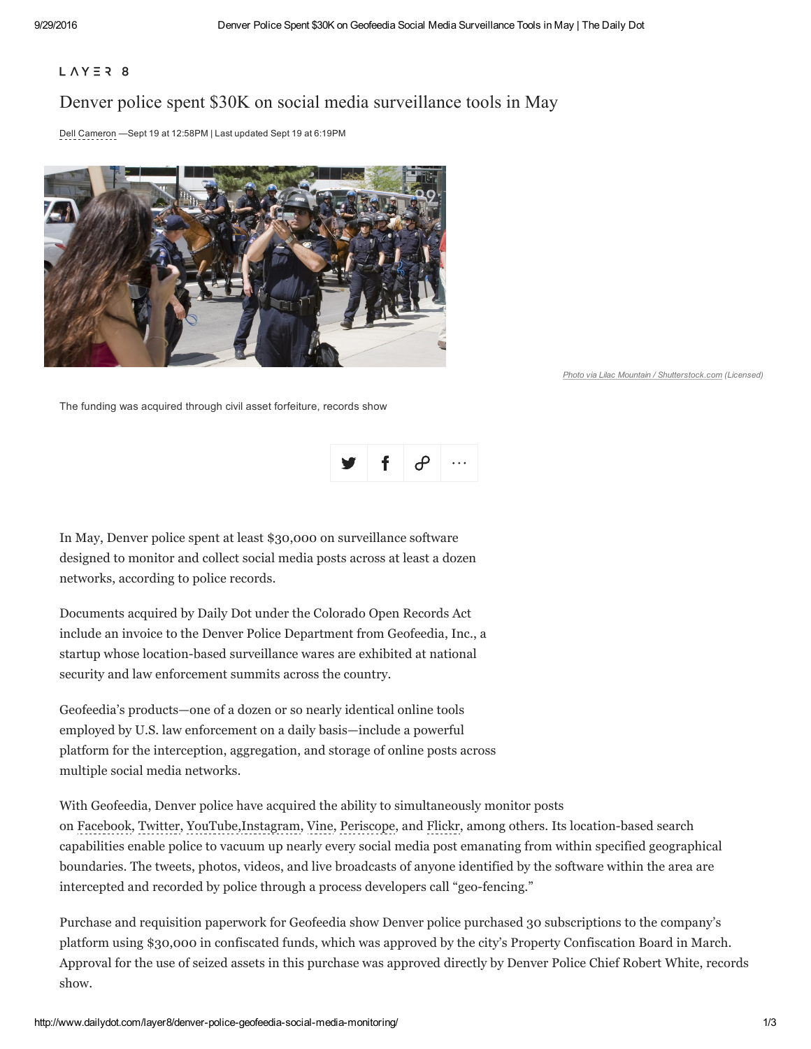LAYER 8

# Denver police spent $30K on social media surveillance tools in May

Dell Cameron —Sept 19 at 12:58PM | Last updated Sept 19 at 6:19PM

*Photo via Lilac Mountain / Shutterstock.com (Licensed)*

The funding was acquired through civil asset forfeiture, records show

In May, Denver police spent at least $30,000 on surveillance software designed to monitor and collect social media posts across at least a dozen networks, according to police records.

Documents acquired by Daily Dot under the Colorado Open Records Act include an invoice to the Denver Police Department from Geofeedia, Inc., a startup whose location-based surveillance wares are exhibited at national security and law enforcement summits across the country.

Geofeedia's products—one of a dozen or so nearly identical online tools employed by U.S. law enforcement on a daily basis—include a powerful platform for the interception, aggregation, and storage of online posts across multiple social media networks.

With Geofeedia, Denver police have acquired the ability to simultaneously monitor posts on Facebook, Twitter, YouTube,Instagram, Vine, Periscope, and Flickr, among others. Its location-based search capabilities enable police to vacuum up nearly every social media post emanating from within specified geographical boundaries. The tweets, photos, videos, and live broadcasts of anyone identified by the software within the area are intercepted and recorded by police through a process developers call "geo-fencing."

Purchase and requisition paperwork for Geofeedia show Denver police purchased 30 subscriptions to the company's platform using $30,000 in confiscated funds, which was approved by the city's Property Confiscation Board in March. Approval for the use of seized assets in this purchase was approved directly by Denver Police Chief Robert White, records show.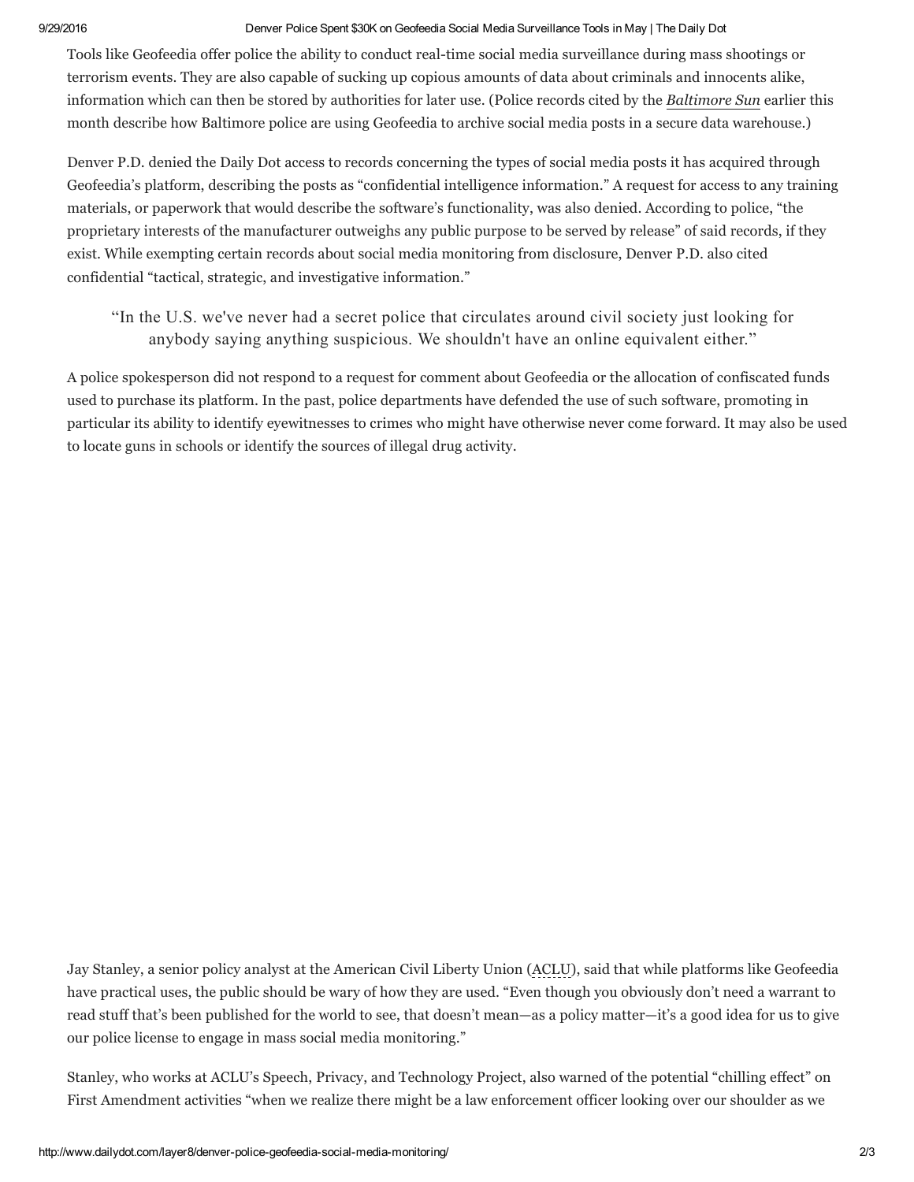Tools like Geofeedia offer police the ability to conduct real-time social media surveillance during mass shootings or terrorism events. They are also capable of sucking up copious amounts of data about criminals and innocents alike, information which can then be stored by authorities for later use. (Police records cited by the *Baltimore Sun* earlier this month describe how Baltimore police are using Geofeedia to archive social media posts in a secure data warehouse.)

Denver P.D. denied the Daily Dot access to records concerning the types of social media posts it has acquired through Geofeedia's platform, describing the posts as "confidential intelligence information." A request for access to any training materials, or paperwork that would describe the software's functionality, was also denied. According to police, "the proprietary interests of the manufacturer outweighs any public purpose to be served by release" of said records, if they exist. While exempting certain records about social media monitoring from disclosure, Denver P.D. also cited confidential "tactical, strategic, and investigative information."

> "In the U.S. we've never had a secret police that circulates around civil society just looking for anybody saying anything suspicious. We shouldn't have an online equivalent either."

A police spokesperson did not respond to a request for comment about Geofeedia or the allocation of confiscated funds used to purchase its platform. In the past, police departments have defended the use of such software, promoting in particular its ability to identify eyewitnesses to crimes who might have otherwise never come forward. It may also be used to locate guns in schools or identify the sources of illegal drug activity.

Jay Stanley, a senior policy analyst at the American Civil Liberty Union (ACLU), said that while platforms like Geofeedia have practical uses, the public should be wary of how they are used. "Even though you obviously don't need a warrant to read stuff that's been published for the world to see, that doesn't mean—as a policy matter—it's a good idea for us to give our police license to engage in mass social media monitoring."

Stanley, who works at ACLU's Speech, Privacy, and Technology Project, also warned of the potential "chilling effect" on First Amendment activities "when we realize there might be a law enforcement officer looking over our shoulder as we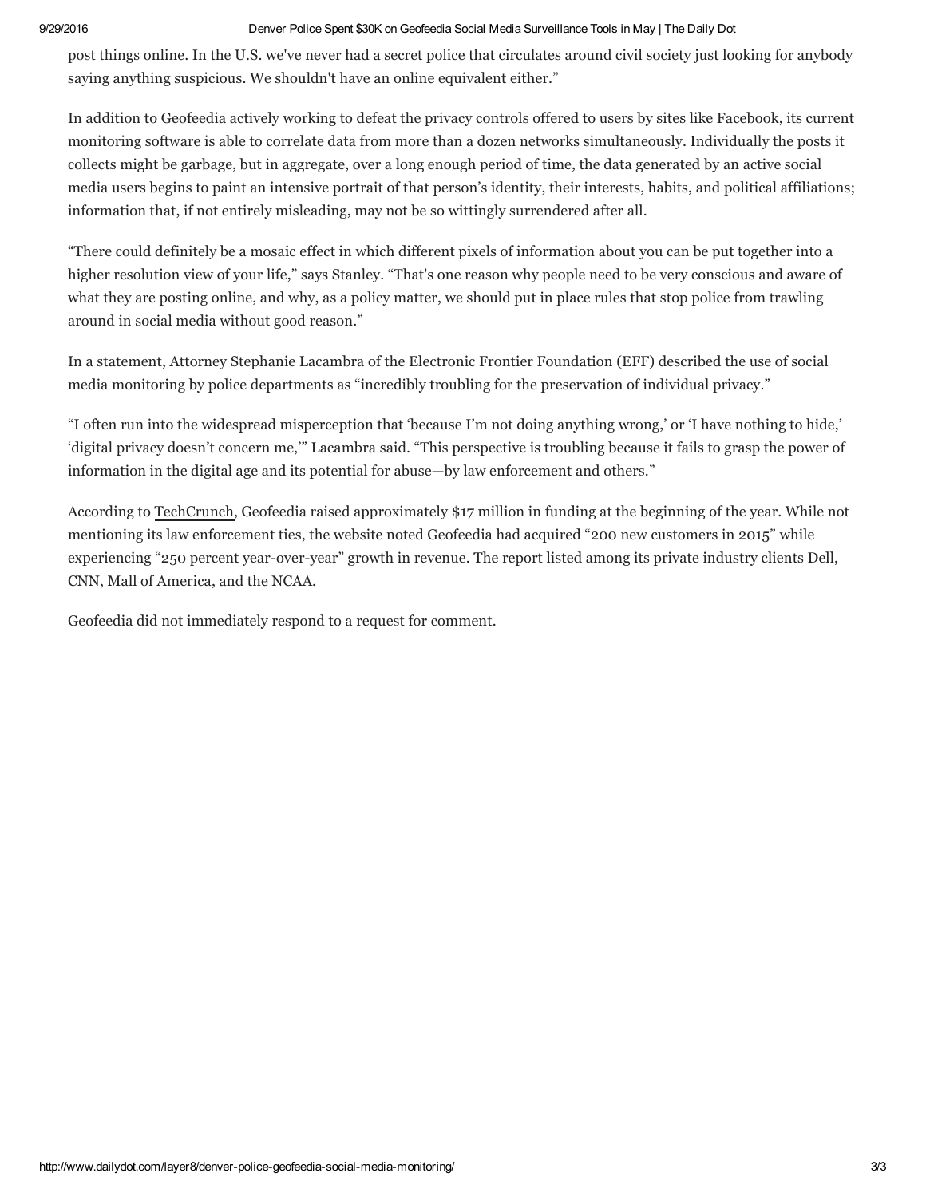post things online. In the U.S. we've never had a secret police that circulates around civil society just looking for anybody saying anything suspicious. We shouldn't have an online equivalent either."

In addition to Geofeedia actively working to defeat the privacy controls offered to users by sites like Facebook, its current monitoring software is able to correlate data from more than a dozen networks simultaneously. Individually the posts it collects might be garbage, but in aggregate, over a long enough period of time, the data generated by an active social media users begins to paint an intensive portrait of that person's identity, their interests, habits, and political affiliations; information that, if not entirely misleading, may not be so wittingly surrendered after all.

"There could definitely be a mosaic effect in which different pixels of information about you can be put together into a higher resolution view of your life," says Stanley. "That's one reason why people need to be very conscious and aware of what they are posting online, and why, as a policy matter, we should put in place rules that stop police from trawling around in social media without good reason."

In a statement, Attorney Stephanie Lacambra of the Electronic Frontier Foundation (EFF) described the use of social media monitoring by police departments as "incredibly troubling for the preservation of individual privacy."

"I often run into the widespread misperception that 'because I'm not doing anything wrong,' or 'I have nothing to hide,' 'digital privacy doesn't concern me,'" Lacambra said. "This perspective is troubling because it fails to grasp the power of information in the digital age and its potential for abuse—by law enforcement and others."

According to TechCrunch, Geofeedia raised approximately $17 million in funding at the beginning of the year. While not mentioning its law enforcement ties, the website noted Geofeedia had acquired "200 new customers in 2015" while experiencing "250 percent year-over-year" growth in revenue. The report listed among its private industry clients Dell, CNN, Mall of America, and the NCAA.

Geofeedia did not immediately respond to a request for comment.